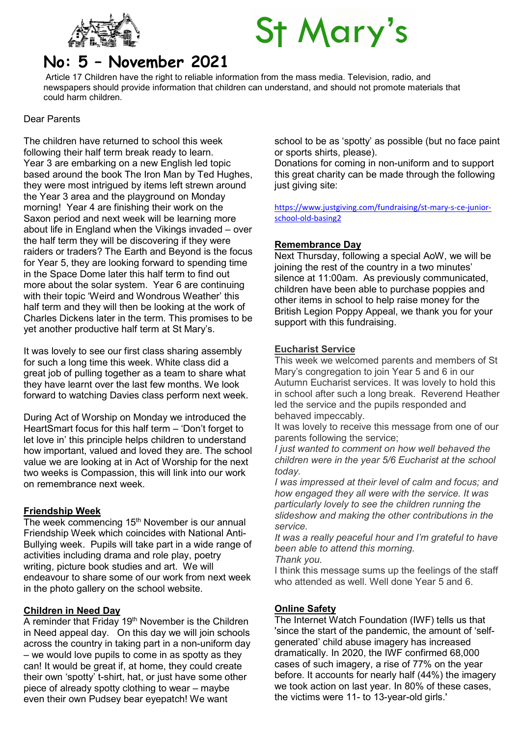# St Mary's

## No: 5 – November 2021

Article 17 Children have the right to reliable information from the mass media. Television, radio, and newspapers should provide information that children can understand, and should not promote materials that could harm children.

Dear Parents

The children have returned to school this week following their half term break ready to learn. Year 3 are embarking on a new English led topic based around the book The Iron Man by Ted Hughes, they were most intrigued by items left strewn around the Year 3 area and the playground on Monday morning! Year 4 are finishing their work on the Saxon period and next week will be learning more about life in England when the Vikings invaded – over the half term they will be discovering if they were raiders or traders? The Earth and Beyond is the focus for Year 5, they are looking forward to spending time in the Space Dome later this half term to find out more about the solar system. Year 6 are continuing with their topic 'Weird and Wondrous Weather' this half term and they will then be looking at the work of Charles Dickens later in the term. This promises to be yet another productive half term at St Mary's.

It was lovely to see our first class sharing assembly for such a long time this week. White class did a great job of pulling together as a team to share what they have learnt over the last few months. We look forward to watching Davies class perform next week.

During Act of Worship on Monday we introduced the HeartSmart focus for this half term – 'Don't forget to let love in' this principle helps children to understand how important, valued and loved they are. The school value we are looking at in Act of Worship for the next two weeks is Compassion, this will link into our work on remembrance next week.

### Friendship Week

The week commencing 15th November is our annual Friendship Week which coincides with National Anti-Bullying week. Pupils will take part in a wide range of activities including drama and role play, poetry writing, picture book studies and art. We will endeavour to share some of our work from next week in the photo gallery on the school website.

### Children in Need Day

A reminder that Friday 19th November is the Children in Need appeal day. On this day we will join schools across the country in taking part in a non-uniform day – we would love pupils to come in as spotty as they can! It would be great if, at home, they could create their own 'spotty' t-shirt, hat, or just have some other piece of already spotty clothing to wear – maybe even their own Pudsey bear eyepatch! We want school to be as 'spotty' as possible (but no face paint or sports shirts, please).

Donations for coming in non-uniform and to support this great charity can be made through the following just giving site:

https://www.justgiving.com/fundraising/st-mary-s-ce-junior-school-old-basing2

### Remembrance Day

Next Thursday, following a special AoW, we will be joining the rest of the country in a two minutes' silence at 11:00am. As previously communicated, children have been able to purchase poppies and other items in school to help raise money for the British Legion Poppy Appeal, we thank you for your support with this fundraising.

### Eucharist Service

This week we welcomed parents and members of St Mary's congregation to join Year 5 and 6 in our Autumn Eucharist services. It was lovely to hold this in school after such a long break. Reverend Heather led the service and the pupils responded and behaved impeccably.

It was lovely to receive this message from one of our parents following the service;

*I just wanted to comment on how well behaved the children were in the year 5/6 Eucharist at the school today.*

*I was impressed at their level of calm and focus; and how engaged they all were with the service. It was particularly lovely to see the children running the slideshow and making the other contributions in the service.*

*It was a really peaceful hour and I'm grateful to have been able to attend this morning.*

*Thank you.*

I think this message sums up the feelings of the staff who attended as well. Well done Year 5 and 6.

### Online Safety

The Internet Watch Foundation (IWF) tells us that 'since the start of the pandemic, the amount of 'self-generated' child abuse imagery has increased dramatically. In 2020, the IWF confirmed 68,000 cases of such imagery, a rise of 77% on the year before. It accounts for nearly half (44%) the imagery we took action on last year. In 80% of these cases, the victims were 11- to 13-year-old girls.'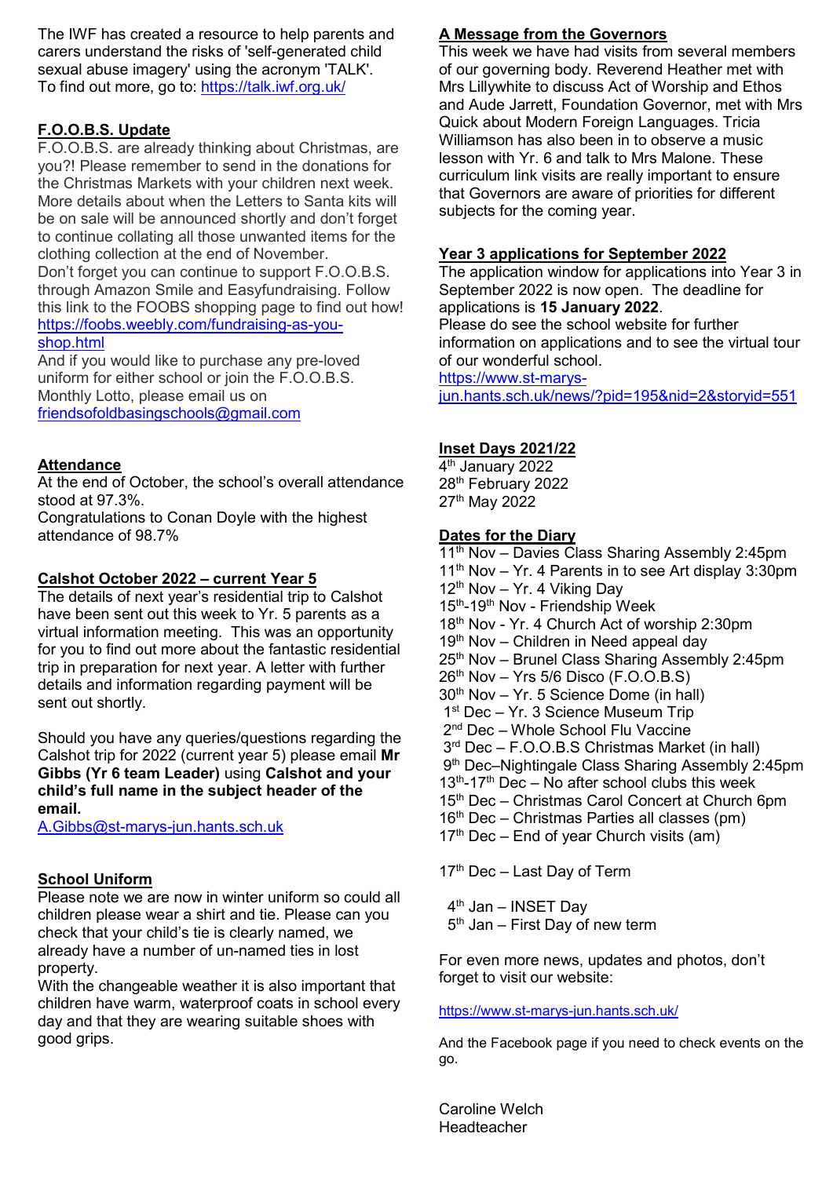The IWF has created a resource to help parents and carers understand the risks of 'self-generated child sexual abuse imagery' using the acronym 'TALK'. To find out more, go to: https://talk.iwf.org.uk/

## F.O.O.B.S. Update

F.O.O.B.S. are already thinking about Christmas, are you?! Please remember to send in the donations for the Christmas Markets with your children next week. More details about when the Letters to Santa kits will be on sale will be announced shortly and don't forget to continue collating all those unwanted items for the clothing collection at the end of November.

Don't forget you can continue to support F.O.O.B.S. through Amazon Smile and Easyfundraising. Follow this link to the FOOBS shopping page to find out how! https://foobs.weebly.com/fundraising-as-you-shop.html

And if you would like to purchase any pre-loved uniform for either school or join the F.O.O.B.S. Monthly Lotto, please email us on friendsofoldbasingschools@gmail.com

## Attendance

At the end of October, the school's overall attendance stood at 97.3%.

Congratulations to Conan Doyle with the highest attendance of 98.7%

## Calshot October 2022 – current Year 5

The details of next year's residential trip to Calshot have been sent out this week to Yr. 5 parents as a virtual information meeting. This was an opportunity for you to find out more about the fantastic residential trip in preparation for next year. A letter with further details and information regarding payment will be sent out shortly.

Should you have any queries/questions regarding the Calshot trip for 2022 (current year 5) please email **Mr Gibbs (Yr 6 team Leader)** using **Calshot and your child's full name in the subject header of the email.**

A.Gibbs@st-marys-jun.hants.sch.uk

## School Uniform

Please note we are now in winter uniform so could all children please wear a shirt and tie. Please can you check that your child's tie is clearly named, we already have a number of un-named ties in lost property.

With the changeable weather it is also important that children have warm, waterproof coats in school every day and that they are wearing suitable shoes with good grips.

## A Message from the Governors

This week we have had visits from several members of our governing body. Reverend Heather met with Mrs Lillywhite to discuss Act of Worship and Ethos and Aude Jarrett, Foundation Governor, met with Mrs Quick about Modern Foreign Languages. Tricia Williamson has also been in to observe a music lesson with Yr. 6 and talk to Mrs Malone. These curriculum link visits are really important to ensure that Governors are aware of priorities for different subjects for the coming year.

## Year 3 applications for September 2022

The application window for applications into Year 3 in September 2022 is now open. The deadline for applications is **15 January 2022**.

Please do see the school website for further information on applications and to see the virtual tour of our wonderful school.

https://www.st-marys-jun.hants.sch.uk/news/?pid=195&nid=2&storyid=551

## Inset Days 2021/22

4th January 2022
28th February 2022
27th May 2022

## Dates for the Diary

11th Nov – Davies Class Sharing Assembly 2:45pm
11th Nov – Yr. 4 Parents in to see Art display 3:30pm
12th Nov – Yr. 4 Viking Day
15th-19th Nov - Friendship Week
18th Nov - Yr. 4 Church Act of worship 2:30pm
19th Nov – Children in Need appeal day
25th Nov – Brunel Class Sharing Assembly 2:45pm
26th Nov – Yrs 5/6 Disco (F.O.O.B.S)
30th Nov – Yr. 5 Science Dome (in hall)
1st Dec – Yr. 3 Science Museum Trip
2nd Dec – Whole School Flu Vaccine
3rd Dec – F.O.O.B.S Christmas Market (in hall)
9th Dec–Nightingale Class Sharing Assembly 2:45pm
13th-17th Dec – No after school clubs this week
15th Dec – Christmas Carol Concert at Church 6pm
16th Dec – Christmas Parties all classes (pm)
17th Dec – End of year Church visits (am)

17th Dec – Last Day of Term

4th Jan – INSET Day
5th Jan – First Day of new term

For even more news, updates and photos, don't forget to visit our website:

https://www.st-marys-jun.hants.sch.uk/

And the Facebook page if you need to check events on the go.

Caroline Welch
Headteacher